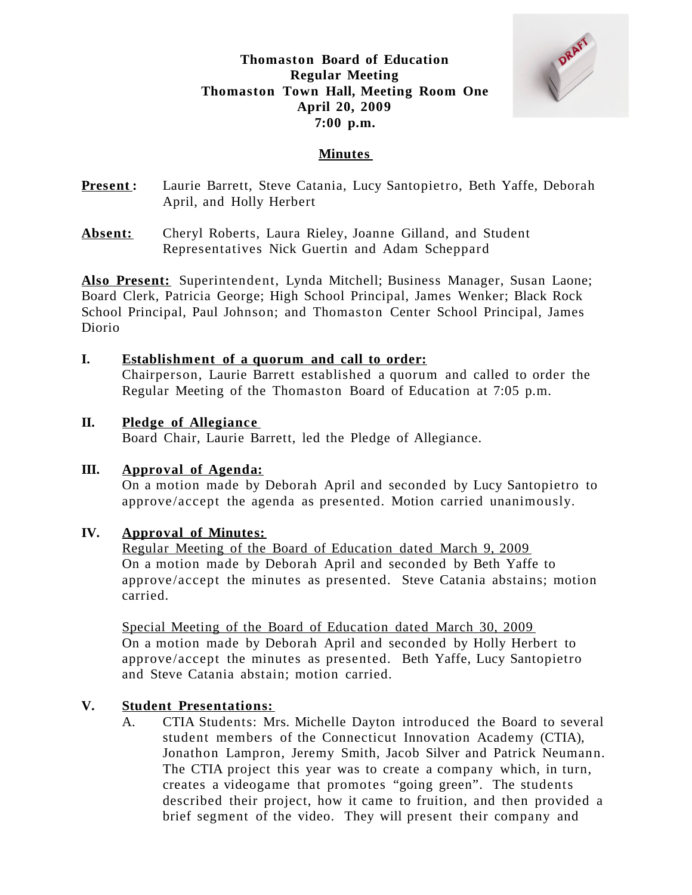**Thomaston Board of Education**
**Regular Meeting**
**Thomaston Town Hall, Meeting Room One**
**April 20, 2009**
**7:00 p.m.**

## Minutes

**Present:** Laurie Barrett, Steve Catania, Lucy Santopietro, Beth Yaffe, Deborah April, and Holly Herbert

**Absent:** Cheryl Roberts, Laura Rieley, Joanne Gilland, and Student Representatives Nick Guertin and Adam Scheppard

**Also Present:** Superintendent, Lynda Mitchell; Business Manager, Susan Laone; Board Clerk, Patricia George; High School Principal, James Wenker; Black Rock School Principal, Paul Johnson; and Thomaston Center School Principal, James Diorio

**I. Establishment of a quorum and call to order:**

Chairperson, Laurie Barrett established a quorum and called to order the Regular Meeting of the Thomaston Board of Education at 7:05 p.m.

**II. Pledge of Allegiance**

Board Chair, Laurie Barrett, led the Pledge of Allegiance.

**III. Approval of Agenda:**

On a motion made by Deborah April and seconded by Lucy Santopietro to approve/accept the agenda as presented. Motion carried unanimously.

**IV. Approval of Minutes:**

Regular Meeting of the Board of Education dated March 9, 2009

On a motion made by Deborah April and seconded by Beth Yaffe to approve/accept the minutes as presented. Steve Catania abstains; motion carried.

Special Meeting of the Board of Education dated March 30, 2009

On a motion made by Deborah April and seconded by Holly Herbert to approve/accept the minutes as presented. Beth Yaffe, Lucy Santopietro and Steve Catania abstain; motion carried.

**V. Student Presentations:**

A. CTIA Students: Mrs. Michelle Dayton introduced the Board to several student members of the Connecticut Innovation Academy (CTIA), Jonathon Lampron, Jeremy Smith, Jacob Silver and Patrick Neumann. The CTIA project this year was to create a company which, in turn, creates a videogame that promotes "going green". The students described their project, how it came to fruition, and then provided a brief segment of the video. They will present their company and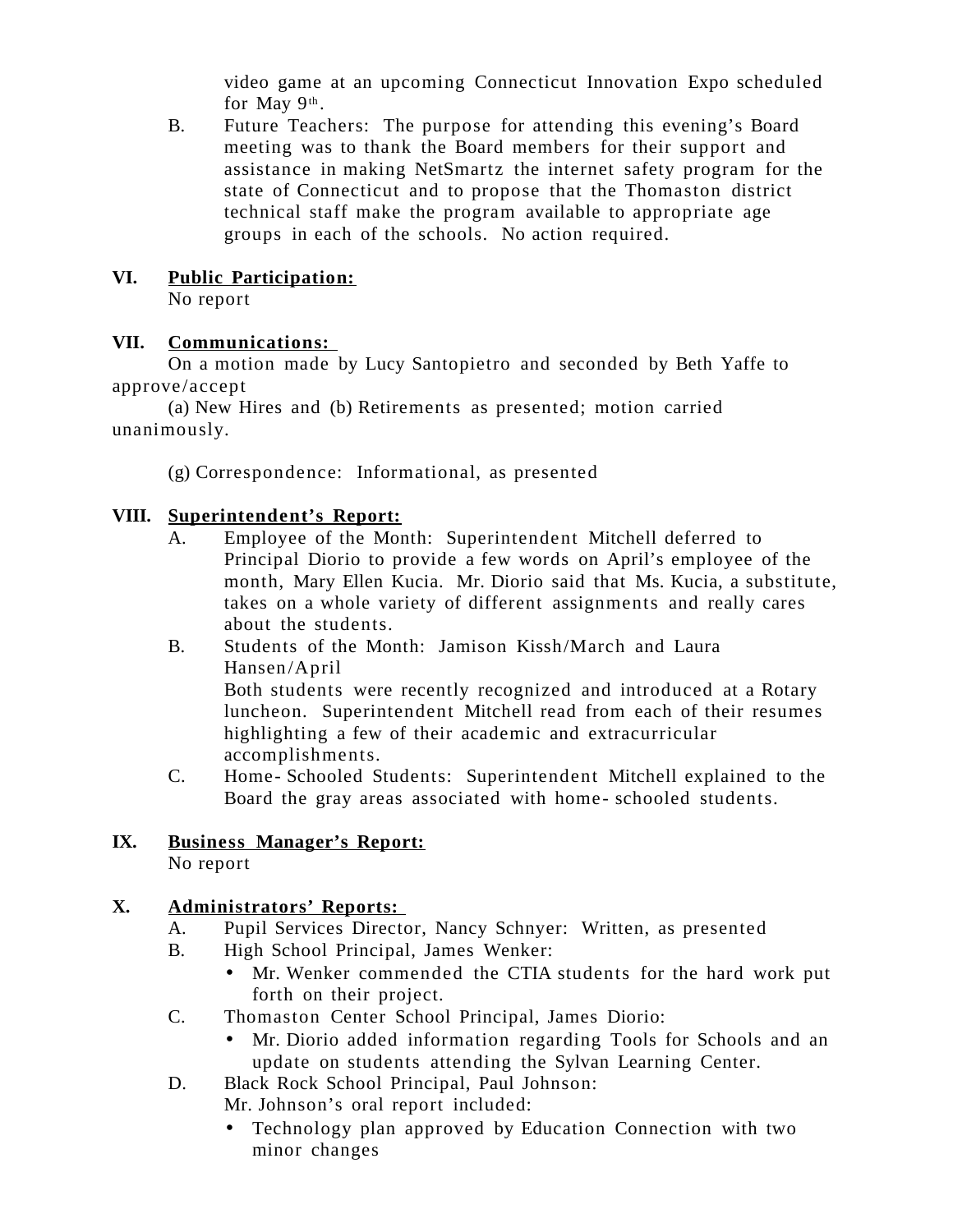video game at an upcoming Connecticut Innovation Expo scheduled for May 9th.

B. Future Teachers: The purpose for attending this evening's Board meeting was to thank the Board members for their support and assistance in making NetSmartz the internet safety program for the state of Connecticut and to propose that the Thomaston district technical staff make the program available to appropriate age groups in each of the schools. No action required.

**VI. Public Participation:**

No report

**VII. Communications:**

On a motion made by Lucy Santopietro and seconded by Beth Yaffe to approve/accept

(a) New Hires and (b) Retirements as presented; motion carried unanimously.

(g) Correspondence: Informational, as presented

**VIII. Superintendent's Report:**

A. Employee of the Month: Superintendent Mitchell deferred to Principal Diorio to provide a few words on April's employee of the month, Mary Ellen Kucia. Mr. Diorio said that Ms. Kucia, a substitute, takes on a whole variety of different assignments and really cares about the students.

B. Students of the Month: Jamison Kissh/March and Laura Hansen/April

Both students were recently recognized and introduced at a Rotary luncheon. Superintendent Mitchell read from each of their resumes highlighting a few of their academic and extracurricular accomplishments.

C. Home-Schooled Students: Superintendent Mitchell explained to the Board the gray areas associated with home-schooled students.

**IX. Business Manager's Report:**

No report

**X. Administrators' Reports:**

A. Pupil Services Director, Nancy Schnyer: Written, as presented

B. High School Principal, James Wenker:

- Mr. Wenker commended the CTIA students for the hard work put forth on their project.

C. Thomaston Center School Principal, James Diorio:

- Mr. Diorio added information regarding Tools for Schools and an update on students attending the Sylvan Learning Center.

D. Black Rock School Principal, Paul Johnson:

Mr. Johnson's oral report included:

- Technology plan approved by Education Connection with two minor changes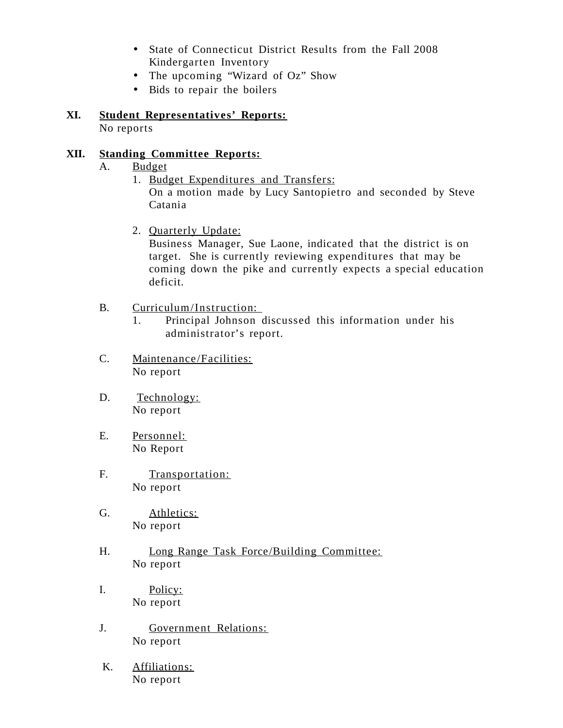- State of Connecticut District Results from the Fall 2008 Kindergarten Inventory
- The upcoming "Wizard of Oz" Show
- Bids to repair the boilers

**XI. <u>Student Representatives' Reports:</u>**
No reports

**XII. <u>Standing Committee Reports:</u>**

A. <u>Budget</u>

1. <u>Budget Expenditures and Transfers:</u>
   On a motion made by Lucy Santopietro and seconded by Steve Catania

2. <u>Quarterly Update:</u>
   Business Manager, Sue Laone, indicated that the district is on target. She is currently reviewing expenditures that may be coming down the pike and currently expects a special education deficit.

B. <u>Curriculum/Instruction:</u>

1. Principal Johnson discussed this information under his administrator's report.

C. <u>Maintenance/Facilities:</u>
No report

D. <u>Technology:</u>
No report

E. <u>Personnel:</u>
No Report

F. <u>Transportation:</u>
No report

G. <u>Athletics:</u>
No report

H. <u>Long Range Task Force/Building Committee:</u>
No report

I. <u>Policy:</u>
No report

J. <u>Government Relations:</u>
No report

K. <u>Affiliations:</u>
No report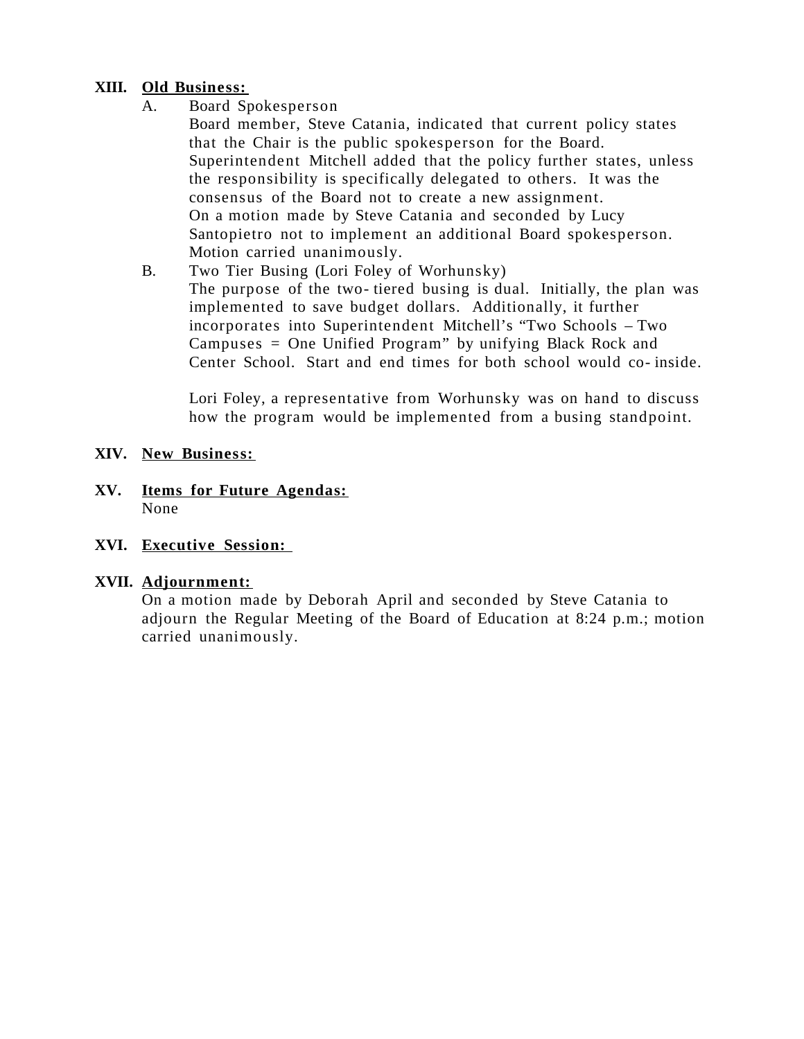**XIII. Old Business:**

A. Board Spokesperson

Board member, Steve Catania, indicated that current policy states that the Chair is the public spokesperson for the Board. Superintendent Mitchell added that the policy further states, unless the responsibility is specifically delegated to others. It was the consensus of the Board not to create a new assignment.

On a motion made by Steve Catania and seconded by Lucy Santopietro not to implement an additional Board spokesperson. Motion carried unanimously.

B. Two Tier Busing (Lori Foley of Worhunsky)

The purpose of the two- tiered busing is dual. Initially, the plan was implemented to save budget dollars. Additionally, it further incorporates into Superintendent Mitchell's "Two Schools – Two Campuses = One Unified Program" by unifying Black Rock and Center School. Start and end times for both school would co- inside.

Lori Foley, a representative from Worhunsky was on hand to discuss how the program would be implemented from a busing standpoint.

**XIV. New Business:**

**XV. Items for Future Agendas:**

None

**XVI. Executive Session:**

**XVII. Adjournment:**

On a motion made by Deborah April and seconded by Steve Catania to adjourn the Regular Meeting of the Board of Education at 8:24 p.m.; motion carried unanimously.